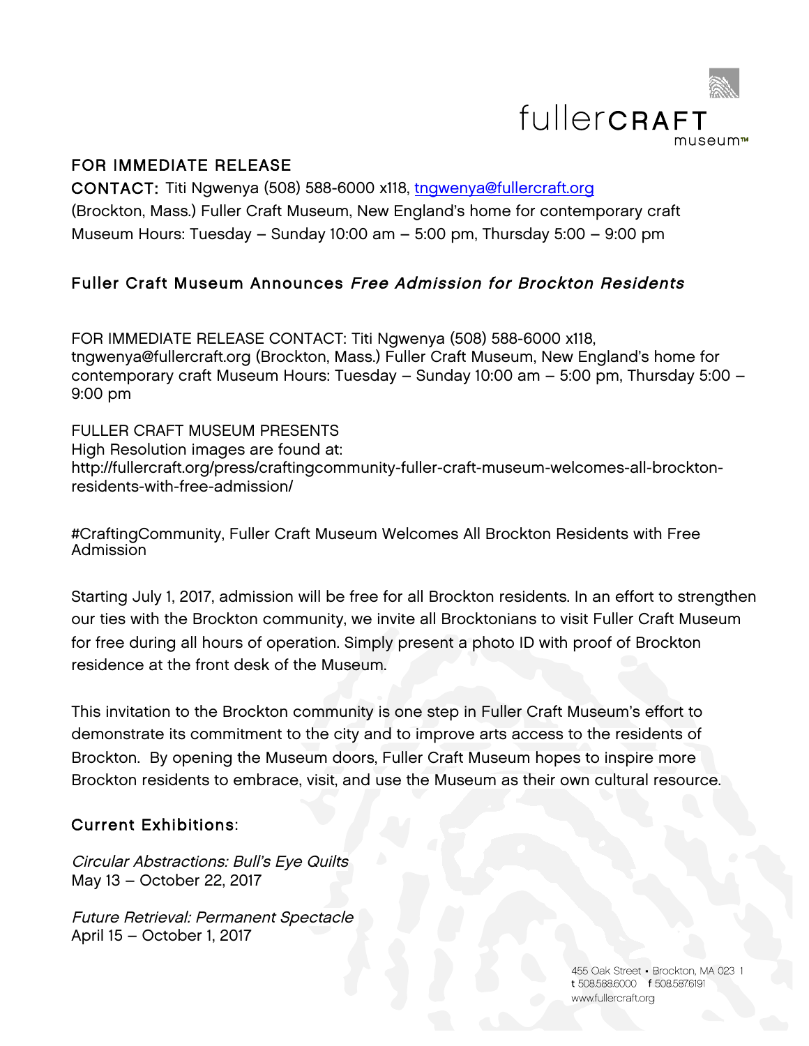fullerCRAFT museum™

**FOR IMMEDIATE RELEASE**

**CONTACT:** Titi Ngwenya (508) 588-6000 x118, tngwenya@fullercraft.org

(Brockton, Mass.) Fuller Craft Museum, New England's home for contemporary craft

Museum Hours: Tuesday – Sunday 10:00 am – 5:00 pm, Thursday 5:00 – 9:00 pm

## Fuller Craft Museum Announces *Free Admission for Brockton Residents*

FOR IMMEDIATE RELEASE CONTACT: Titi Ngwenya (508) 588-6000 x118, tngwenya@fullercraft.org (Brockton, Mass.) Fuller Craft Museum, New England's home for contemporary craft Museum Hours: Tuesday – Sunday 10:00 am – 5:00 pm, Thursday 5:00 – 9:00 pm

FULLER CRAFT MUSEUM PRESENTS
High Resolution images are found at:
http://fullercraft.org/press/craftingcommunity-fuller-craft-museum-welcomes-all-brockton-residents-with-free-admission/

#CraftingCommunity, Fuller Craft Museum Welcomes All Brockton Residents with Free Admission

Starting July 1, 2017, admission will be free for all Brockton residents. In an effort to strengthen our ties with the Brockton community, we invite all Brocktonians to visit Fuller Craft Museum for free during all hours of operation. Simply present a photo ID with proof of Brockton residence at the front desk of the Museum.

This invitation to the Brockton community is one step in Fuller Craft Museum's effort to demonstrate its commitment to the city and to improve arts access to the residents of Brockton. By opening the Museum doors, Fuller Craft Museum hopes to inspire more Brockton residents to embrace, visit, and use the Museum as their own cultural resource.

### Current Exhibitions:

*Circular Abstractions: Bull's Eye Quilts*
May 13 – October 22, 2017

*Future Retrieval: Permanent Spectacle*
April 15 – October 1, 2017

455 Oak Street • Brockton, MA 023 1
t 508.588.6000 f 508.587.6191
www.fullercraft.org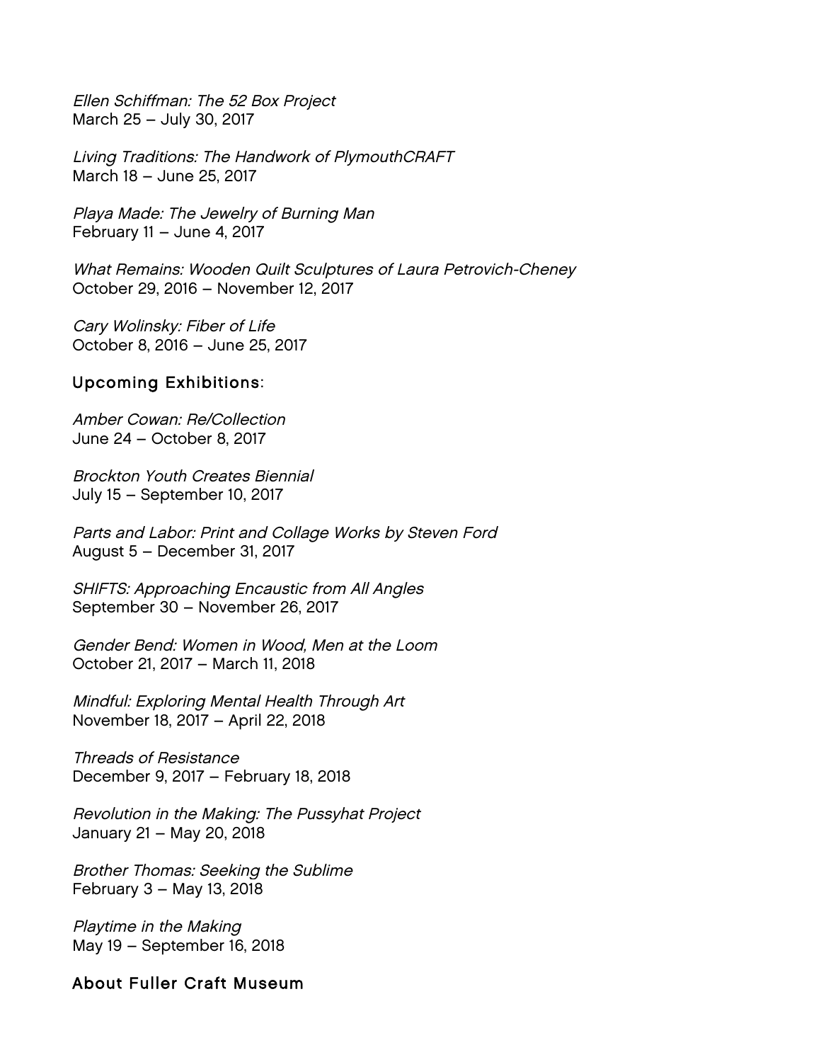*Ellen Schiffman: The 52 Box Project*
March 25 – July 30, 2017

*Living Traditions: The Handwork of PlymouthCRAFT*
March 18 – June 25, 2017

*Playa Made: The Jewelry of Burning Man*
February 11 – June 4, 2017

*What Remains: Wooden Quilt Sculptures of Laura Petrovich-Cheney*
October 29, 2016 – November 12, 2017

*Cary Wolinsky: Fiber of Life*
October 8, 2016 – June 25, 2017

## Upcoming Exhibitions:

*Amber Cowan: Re/Collection*
June 24 – October 8, 2017

*Brockton Youth Creates Biennial*
July 15 – September 10, 2017

*Parts and Labor: Print and Collage Works by Steven Ford*
August 5 – December 31, 2017

*SHIFTS: Approaching Encaustic from All Angles*
September 30 – November 26, 2017

*Gender Bend: Women in Wood, Men at the Loom*
October 21, 2017 – March 11, 2018

*Mindful: Exploring Mental Health Through Art*
November 18, 2017 – April 22, 2018

*Threads of Resistance*
December 9, 2017 – February 18, 2018

*Revolution in the Making: The Pussyhat Project*
January 21 – May 20, 2018

*Brother Thomas: Seeking the Sublime*
February 3 – May 13, 2018

*Playtime in the Making*
May 19 – September 16, 2018

## About Fuller Craft Museum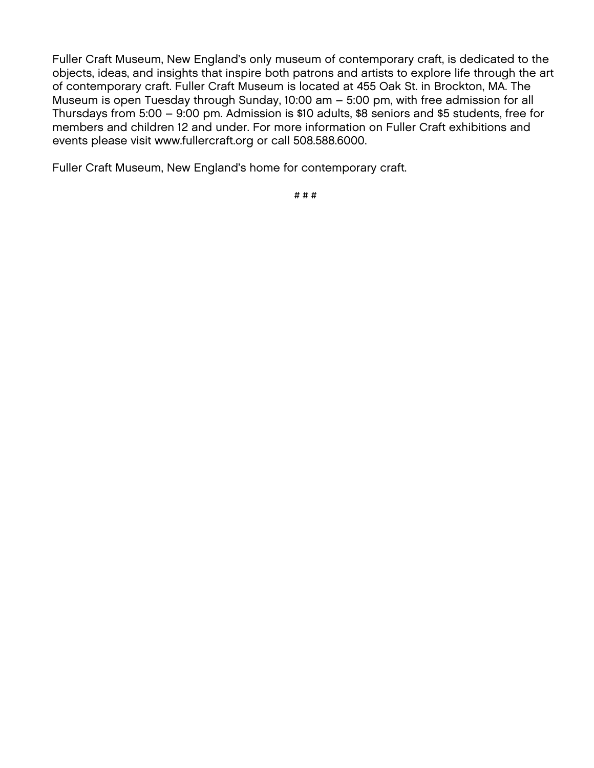Fuller Craft Museum, New England's only museum of contemporary craft, is dedicated to the objects, ideas, and insights that inspire both patrons and artists to explore life through the art of contemporary craft. Fuller Craft Museum is located at 455 Oak St. in Brockton, MA. The Museum is open Tuesday through Sunday, 10:00 am – 5:00 pm, with free admission for all Thursdays from 5:00 – 9:00 pm. Admission is $10 adults, $8 seniors and $5 students, free for members and children 12 and under. For more information on Fuller Craft exhibitions and events please visit www.fullercraft.org or call 508.588.6000.

Fuller Craft Museum, New England's home for contemporary craft.

# # #